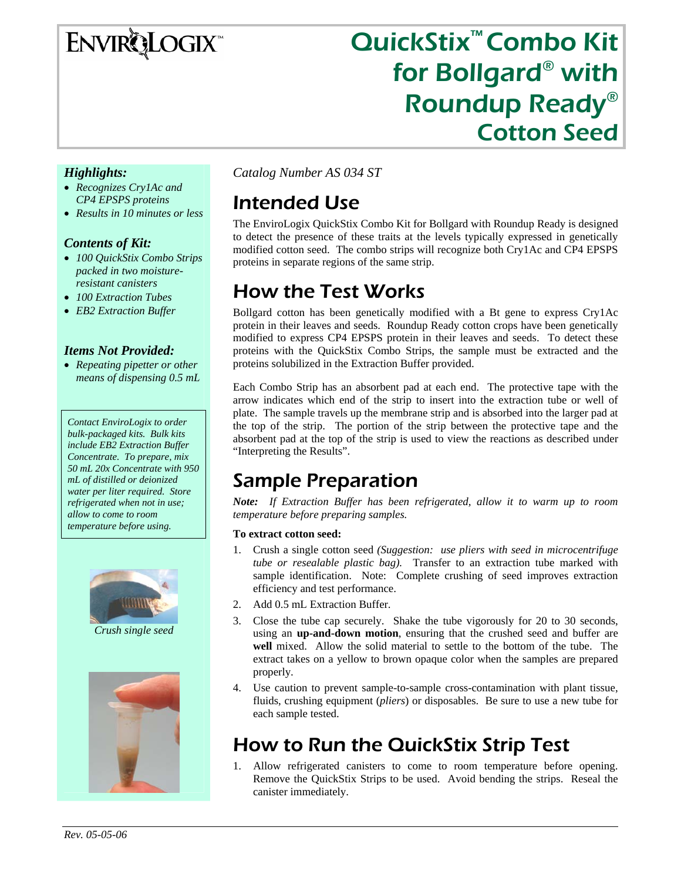# QuickStix™ Combo Kit for Bollgard® with Roundup Ready® Cotton Seed

ENVIROLOGIX™

### *Highlights:*

- *Recognizes Cry1Ac and CP4 EPSPS proteins*
- *Results in 10 minutes or less*

### *Contents of Kit:*

- *100 QuickStix Combo Strips packed in two moisture-resistant canisters*
- *100 Extraction Tubes*
- *EB2 Extraction Buffer*

### *Items Not Provided:*

- *Repeating pipetter or other means of dispensing 0.5 mL*

*Contact EnviroLogix to order bulk-packaged kits. Bulk kits include EB2 Extraction Buffer Concentrate. To prepare, mix 50 mL 20x Concentrate with 950 mL of distilled or deionized water per liter required. Store refrigerated when not in use; allow to come to room temperature before using.*

*Crush single seed*

*Catalog Number AS 034 ST*

## Intended Use

The EnviroLogix QuickStix Combo Kit for Bollgard with Roundup Ready is designed to detect the presence of these traits at the levels typically expressed in genetically modified cotton seed. The combo strips will recognize both Cry1Ac and CP4 EPSPS proteins in separate regions of the same strip.

## How the Test Works

Bollgard cotton has been genetically modified with a Bt gene to express Cry1Ac protein in their leaves and seeds. Roundup Ready cotton crops have been genetically modified to express CP4 EPSPS protein in their leaves and seeds. To detect these proteins with the QuickStix Combo Strips, the sample must be extracted and the proteins solubilized in the Extraction Buffer provided.

Each Combo Strip has an absorbent pad at each end. The protective tape with the arrow indicates which end of the strip to insert into the extraction tube or well of plate. The sample travels up the membrane strip and is absorbed into the larger pad at the top of the strip. The portion of the strip between the protective tape and the absorbent pad at the top of the strip is used to view the reactions as described under "Interpreting the Results".

## Sample Preparation

***Note:*** *If Extraction Buffer has been refrigerated, allow it to warm up to room temperature before preparing samples.*

**To extract cotton seed:**

1. Crush a single cotton seed *(Suggestion: use pliers with seed in microcentrifuge tube or resealable plastic bag).* Transfer to an extraction tube marked with sample identification. Note: Complete crushing of seed improves extraction efficiency and test performance.
2. Add 0.5 mL Extraction Buffer.
3. Close the tube cap securely. Shake the tube vigorously for 20 to 30 seconds, using an **up-and-down motion**, ensuring that the crushed seed and buffer are **well** mixed. Allow the solid material to settle to the bottom of the tube. The extract takes on a yellow to brown opaque color when the samples are prepared properly.
4. Use caution to prevent sample-to-sample cross-contamination with plant tissue, fluids, crushing equipment (*pliers*) or disposables. Be sure to use a new tube for each sample tested.

## How to Run the QuickStix Strip Test

1. Allow refrigerated canisters to come to room temperature before opening. Remove the QuickStix Strips to be used. Avoid bending the strips. Reseal the canister immediately.

*Rev. 05-05-06*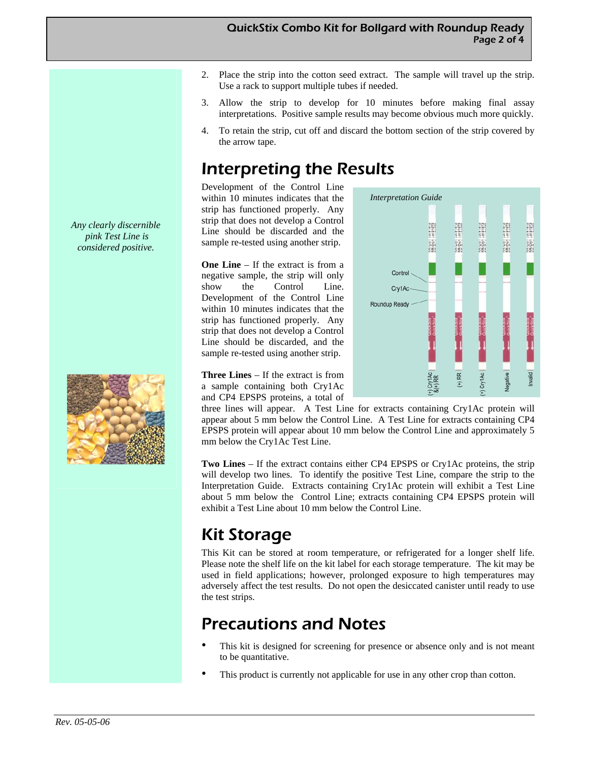2. Place the strip into the cotton seed extract. The sample will travel up the strip. Use a rack to support multiple tubes if needed.
3. Allow the strip to develop for 10 minutes before making final assay interpretations. Positive sample results may become obvious much more quickly.
4. To retain the strip, cut off and discard the bottom section of the strip covered by the arrow tape.

*Any clearly discernible pink Test Line is considered positive.*

## Interpreting the Results

Development of the Control Line within 10 minutes indicates that the strip has functioned properly. Any strip that does not develop a Control Line should be discarded and the sample re-tested using another strip.

*Interpretation Guide*

Control, Cry1Ac, Roundup Ready

(+) Cry1Ac &(+) RR, (+) RR, (+) Cry1Ac, Negative, Invalid

**One Line** – If the extract is from a negative sample, the strip will only show the Control Line. Development of the Control Line within 10 minutes indicates that the strip has functioned properly. Any strip that does not develop a Control Line should be discarded, and the sample re-tested using another strip.

**Three Lines** – If the extract is from a sample containing both Cry1Ac and CP4 EPSPS proteins, a total of three lines will appear. A Test Line for extracts containing Cry1Ac protein will appear about 5 mm below the Control Line. A Test Line for extracts containing CP4 EPSPS protein will appear about 10 mm below the Control Line and approximately 5 mm below the Cry1Ac Test Line.

**Two Lines** – If the extract contains either CP4 EPSPS or Cry1Ac proteins, the strip will develop two lines. To identify the positive Test Line, compare the strip to the Interpretation Guide. Extracts containing Cry1Ac protein will exhibit a Test Line about 5 mm below the Control Line; extracts containing CP4 EPSPS protein will exhibit a Test Line about 10 mm below the Control Line.

## Kit Storage

This Kit can be stored at room temperature, or refrigerated for a longer shelf life. Please note the shelf life on the kit label for each storage temperature. The kit may be used in field applications; however, prolonged exposure to high temperatures may adversely affect the test results. Do not open the desiccated canister until ready to use the test strips.

## Precautions and Notes

- This kit is designed for screening for presence or absence only and is not meant to be quantitative.
- This product is currently not applicable for use in any other crop than cotton.

*Rev. 05-05-06*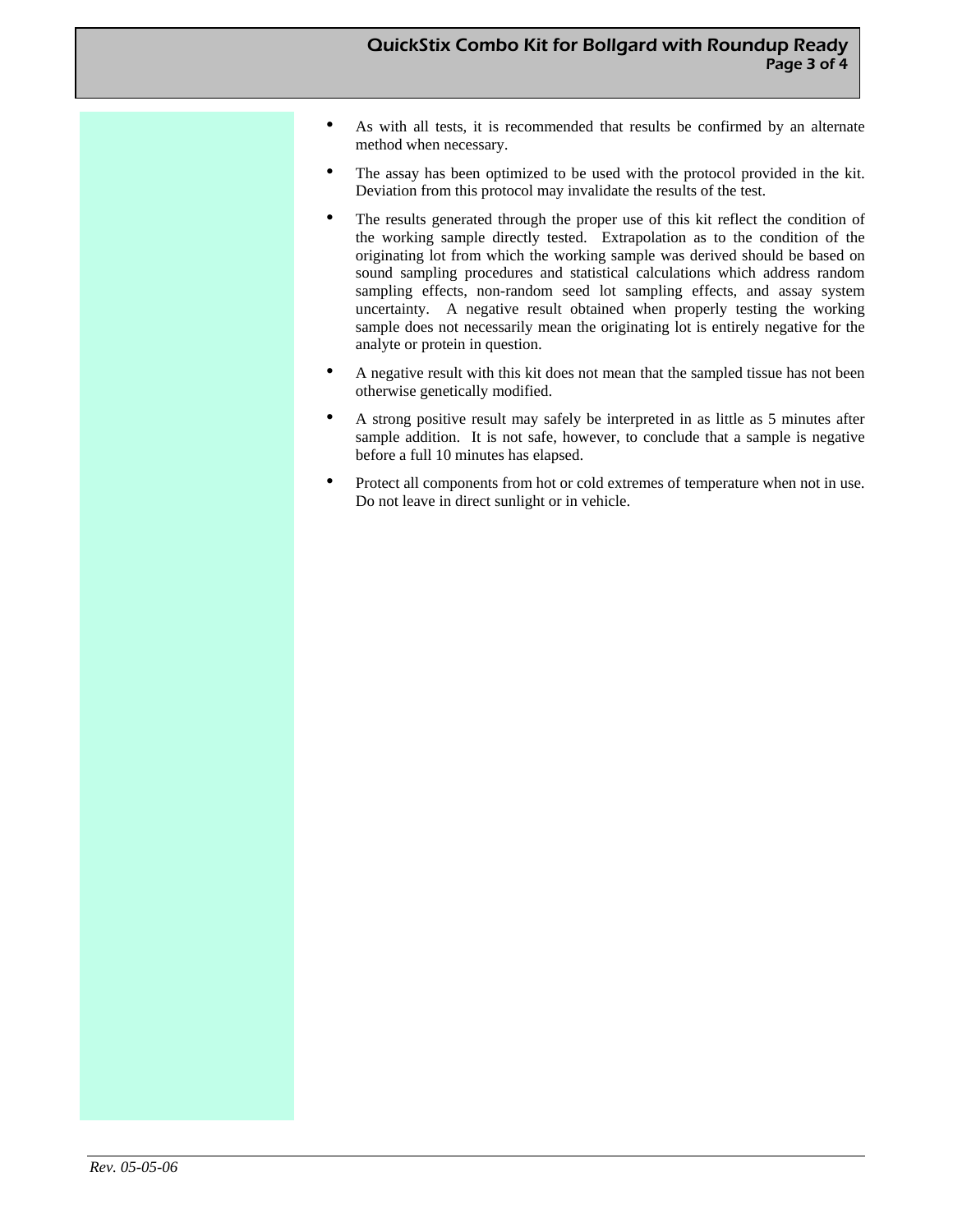- As with all tests, it is recommended that results be confirmed by an alternate method when necessary.
- The assay has been optimized to be used with the protocol provided in the kit. Deviation from this protocol may invalidate the results of the test.
- The results generated through the proper use of this kit reflect the condition of the working sample directly tested. Extrapolation as to the condition of the originating lot from which the working sample was derived should be based on sound sampling procedures and statistical calculations which address random sampling effects, non-random seed lot sampling effects, and assay system uncertainty. A negative result obtained when properly testing the working sample does not necessarily mean the originating lot is entirely negative for the analyte or protein in question.
- A negative result with this kit does not mean that the sampled tissue has not been otherwise genetically modified.
- A strong positive result may safely be interpreted in as little as 5 minutes after sample addition. It is not safe, however, to conclude that a sample is negative before a full 10 minutes has elapsed.
- Protect all components from hot or cold extremes of temperature when not in use. Do not leave in direct sunlight or in vehicle.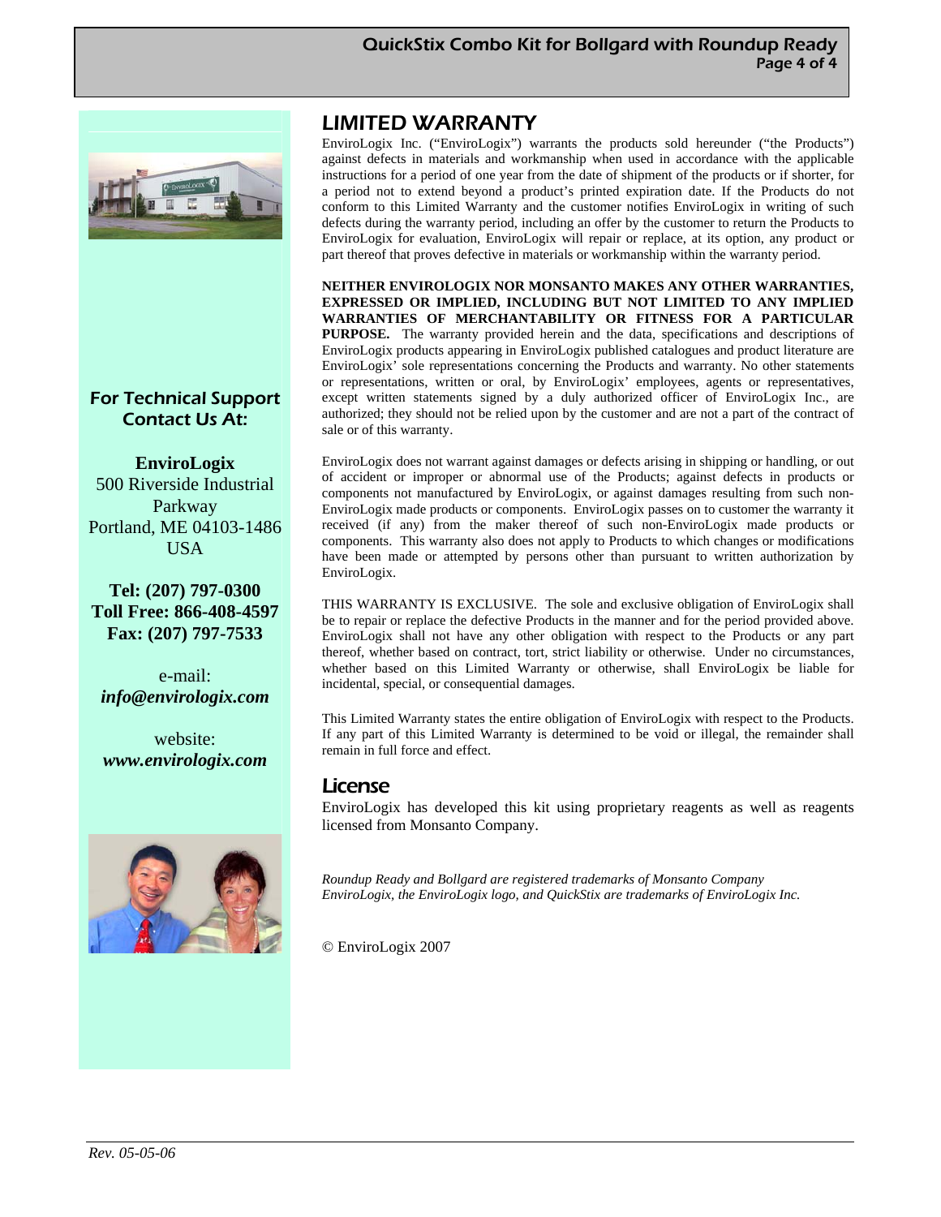## LIMITED WARRANTY

EnviroLogix Inc. ("EnviroLogix") warrants the products sold hereunder ("the Products") against defects in materials and workmanship when used in accordance with the applicable instructions for a period of one year from the date of shipment of the products or if shorter, for a period not to extend beyond a product's printed expiration date. If the Products do not conform to this Limited Warranty and the customer notifies EnviroLogix in writing of such defects during the warranty period, including an offer by the customer to return the Products to EnviroLogix for evaluation, EnviroLogix will repair or replace, at its option, any product or part thereof that proves defective in materials or workmanship within the warranty period.

**NEITHER ENVIROLOGIX NOR MONSANTO MAKES ANY OTHER WARRANTIES, EXPRESSED OR IMPLIED, INCLUDING BUT NOT LIMITED TO ANY IMPLIED WARRANTIES OF MERCHANTABILITY OR FITNESS FOR A PARTICULAR PURPOSE.** The warranty provided herein and the data, specifications and descriptions of EnviroLogix products appearing in EnviroLogix published catalogues and product literature are EnviroLogix' sole representations concerning the Products and warranty. No other statements or representations, written or oral, by EnviroLogix' employees, agents or representatives, except written statements signed by a duly authorized officer of EnviroLogix Inc., are authorized; they should not be relied upon by the customer and are not a part of the contract of sale or of this warranty.

EnviroLogix does not warrant against damages or defects arising in shipping or handling, or out of accident or improper or abnormal use of the Products; against defects in products or components not manufactured by EnviroLogix, or against damages resulting from such non-EnviroLogix made products or components. EnviroLogix passes on to customer the warranty it received (if any) from the maker thereof of such non-EnviroLogix made products or components. This warranty also does not apply to Products to which changes or modifications have been made or attempted by persons other than pursuant to written authorization by EnviroLogix.

THIS WARRANTY IS EXCLUSIVE. The sole and exclusive obligation of EnviroLogix shall be to repair or replace the defective Products in the manner and for the period provided above. EnviroLogix shall not have any other obligation with respect to the Products or any part thereof, whether based on contract, tort, strict liability or otherwise. Under no circumstances, whether based on this Limited Warranty or otherwise, shall EnviroLogix be liable for incidental, special, or consequential damages.

This Limited Warranty states the entire obligation of EnviroLogix with respect to the Products. If any part of this Limited Warranty is determined to be void or illegal, the remainder shall remain in full force and effect.

## License

EnviroLogix has developed this kit using proprietary reagents as well as reagents licensed from Monsanto Company.

*Roundup Ready and Bollgard are registered trademarks of Monsanto Company*
*EnviroLogix, the EnviroLogix logo, and QuickStix are trademarks of EnviroLogix Inc.*

© EnviroLogix 2007

### For Technical Support Contact Us At:

**EnviroLogix**
500 Riverside Industrial Parkway
Portland, ME 04103-1486
USA

**Tel: (207) 797-0300**
**Toll Free: 866-408-4597**
**Fax: (207) 797-7533**

e-mail:
***info@envirologix.com***

website:
***www.envirologix.com***

*Rev. 05-05-06*